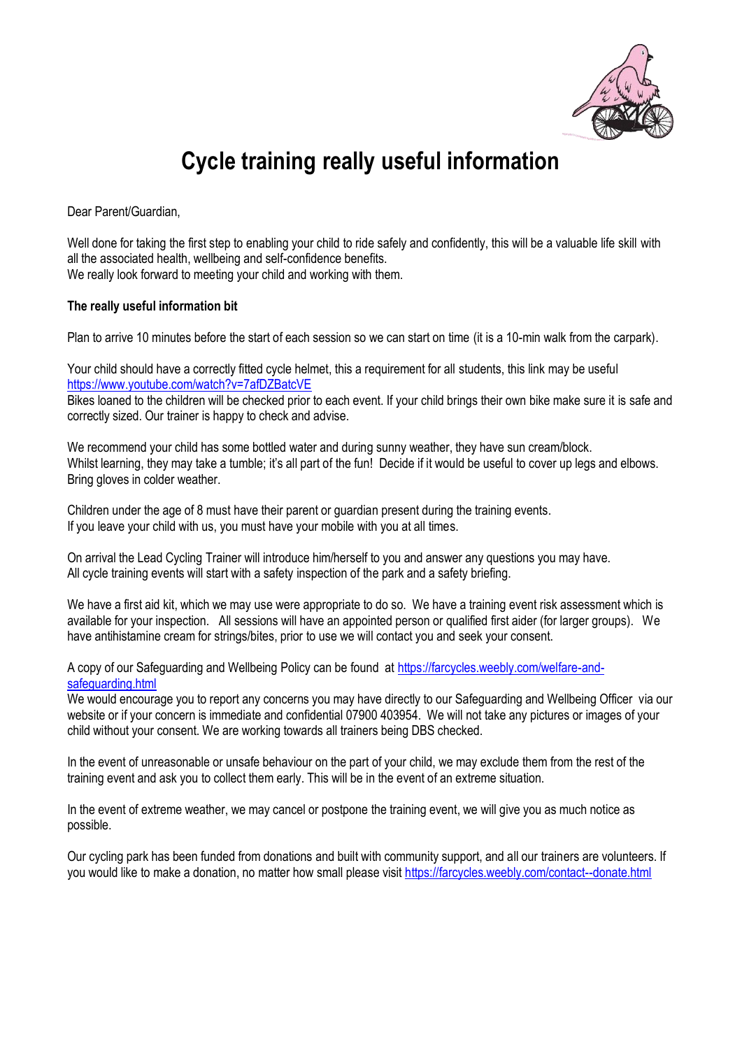# Cycle training really useful information

Dear Parent/Guardian,

Well done for taking the first step to enabling your child to ride safely and confidently, this will be a valuable life skill with all the associated health, wellbeing and self-confidence benefits.
We really look forward to meeting your child and working with them.

**The really useful information bit**

Plan to arrive 10 minutes before the start of each session so we can start on time (it is a 10-min walk from the carpark).

Your child should have a correctly fitted cycle helmet, this a requirement for all students, this link may be useful https://www.youtube.com/watch?v=7afDZBatcVE
Bikes loaned to the children will be checked prior to each event. If your child brings their own bike make sure it is safe and correctly sized. Our trainer is happy to check and advise.

We recommend your child has some bottled water and during sunny weather, they have sun cream/block.
Whilst learning, they may take a tumble; it's all part of the fun! Decide if it would be useful to cover up legs and elbows. Bring gloves in colder weather.

Children under the age of 8 must have their parent or guardian present during the training events.
If you leave your child with us, you must have your mobile with you at all times.

On arrival the Lead Cycling Trainer will introduce him/herself to you and answer any questions you may have.
All cycle training events will start with a safety inspection of the park and a safety briefing.

We have a first aid kit, which we may use were appropriate to do so. We have a training event risk assessment which is available for your inspection. All sessions will have an appointed person or qualified first aider (for larger groups). We have antihistamine cream for strings/bites, prior to use we will contact you and seek your consent.

A copy of our Safeguarding and Wellbeing Policy can be found at https://farcycles.weebly.com/welfare-and-safeguarding.html
We would encourage you to report any concerns you may have directly to our Safeguarding and Wellbeing Officer via our website or if your concern is immediate and confidential 07900 403954. We will not take any pictures or images of your child without your consent. We are working towards all trainers being DBS checked.

In the event of unreasonable or unsafe behaviour on the part of your child, we may exclude them from the rest of the training event and ask you to collect them early. This will be in the event of an extreme situation.

In the event of extreme weather, we may cancel or postpone the training event, we will give you as much notice as possible.

Our cycling park has been funded from donations and built with community support, and all our trainers are volunteers. If you would like to make a donation, no matter how small please visit https://farcycles.weebly.com/contact--donate.html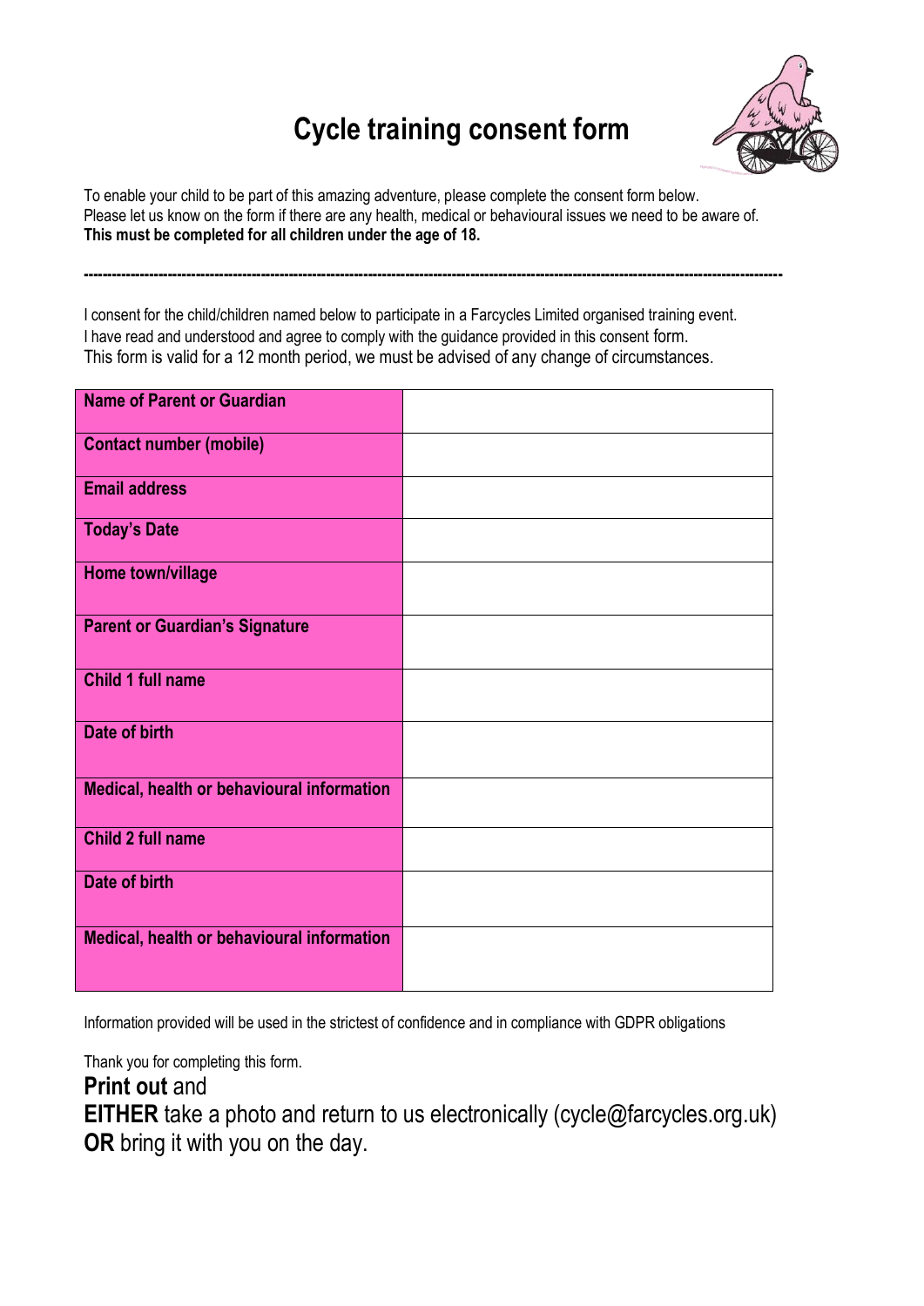# Cycle training consent form

To enable your child to be part of this amazing adventure, please complete the consent form below.
Please let us know on the form if there are any health, medical or behavioural issues we need to be aware of.
**This must be completed for all children under the age of 18.**

---

I consent for the child/children named below to participate in a Farcycles Limited organised training event.
I have read and understood and agree to comply with the guidance provided in this consent form.
This form is valid for a 12 month period, we must be advised of any change of circumstances.

| | |
|---|---|
| **Name of Parent or Guardian** | |
| **Contact number (mobile)** | |
| **Email address** | |
| **Today's Date** | |
| **Home town/village** | |
| **Parent or Guardian's Signature** | |
| **Child 1 full name** | |
| **Date of birth** | |
| **Medical, health or behavioural information** | |
| **Child 2 full name** | |
| **Date of birth** | |
| **Medical, health or behavioural information** | |

Information provided will be used in the strictest of confidence and in compliance with GDPR obligations

Thank you for completing this form.

**Print out** and
**EITHER** take a photo and return to us electronically (cycle@farcycles.org.uk)
**OR** bring it with you on the day.